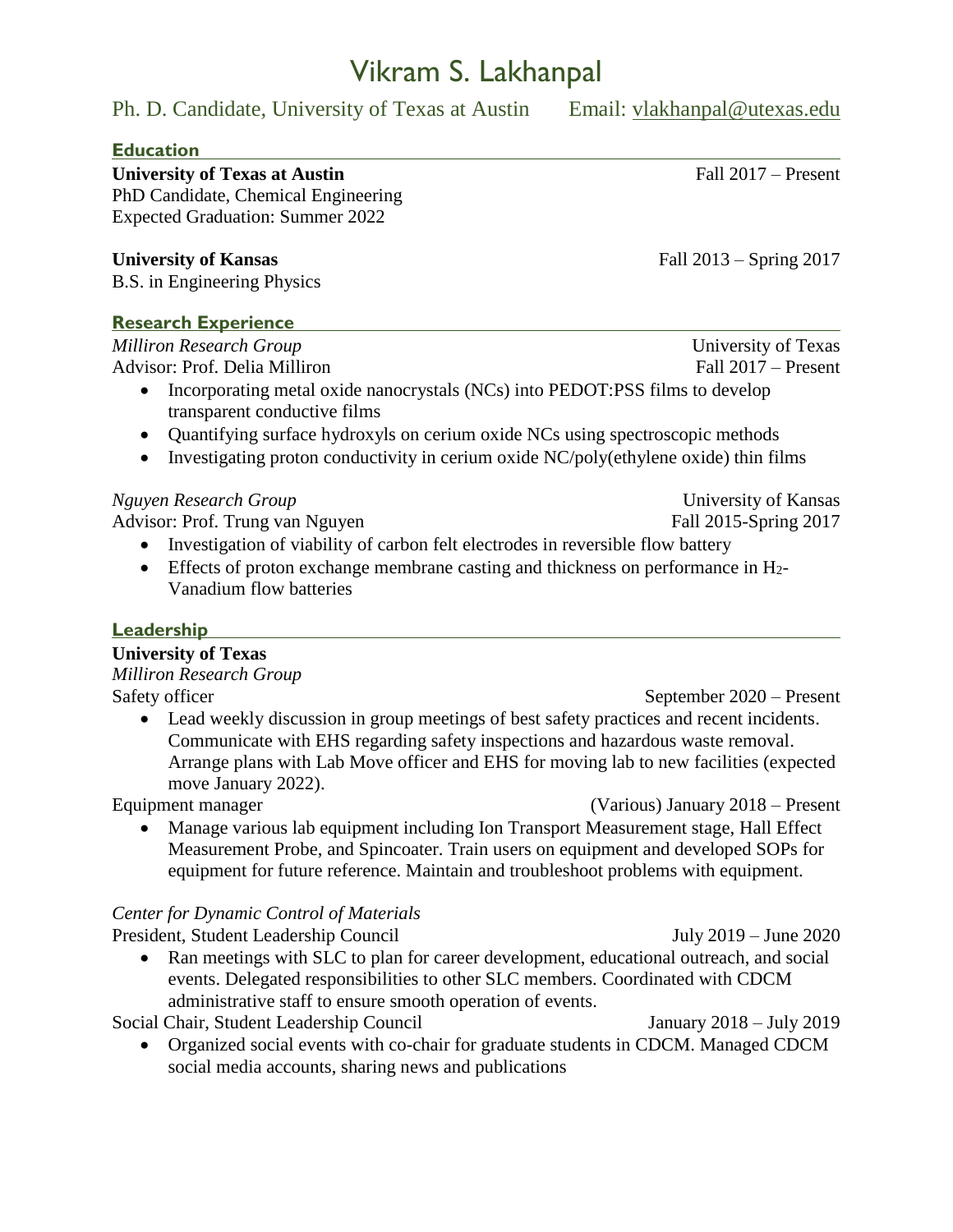# Vikram S. Lakhanpal

Ph. D. Candidate, University of Texas at Austin Email: vlakhanpal@utexas.edu

## Education

**University of Texas at Austin** Fall 2017 – Present
PhD Candidate, Chemical Engineering
Expected Graduation: Summer 2022

**University of Kansas** Fall 2013 – Spring 2017
B.S. in Engineering Physics

## Research Experience

*Milliron Research Group* University of Texas
Advisor: Prof. Delia Milliron Fall 2017 – Present

- Incorporating metal oxide nanocrystals (NCs) into PEDOT:PSS films to develop transparent conductive films
- Quantifying surface hydroxyls on cerium oxide NCs using spectroscopic methods
- Investigating proton conductivity in cerium oxide NC/poly(ethylene oxide) thin films

*Nguyen Research Group* University of Kansas
Advisor: Prof. Trung van Nguyen Fall 2015-Spring 2017

- Investigation of viability of carbon felt electrodes in reversible flow battery
- Effects of proton exchange membrane casting and thickness on performance in $H_2$-Vanadium flow batteries

## Leadership

**University of Texas**
*Milliron Research Group*
Safety officer September 2020 – Present

- Lead weekly discussion in group meetings of best safety practices and recent incidents. Communicate with EHS regarding safety inspections and hazardous waste removal. Arrange plans with Lab Move officer and EHS for moving lab to new facilities (expected move January 2022).

Equipment manager (Various) January 2018 – Present

- Manage various lab equipment including Ion Transport Measurement stage, Hall Effect Measurement Probe, and Spincoater. Train users on equipment and developed SOPs for equipment for future reference. Maintain and troubleshoot problems with equipment.

*Center for Dynamic Control of Materials*
President, Student Leadership Council July 2019 – June 2020

- Ran meetings with SLC to plan for career development, educational outreach, and social events. Delegated responsibilities to other SLC members. Coordinated with CDCM administrative staff to ensure smooth operation of events.

Social Chair, Student Leadership Council January 2018 – July 2019

- Organized social events with co-chair for graduate students in CDCM. Managed CDCM social media accounts, sharing news and publications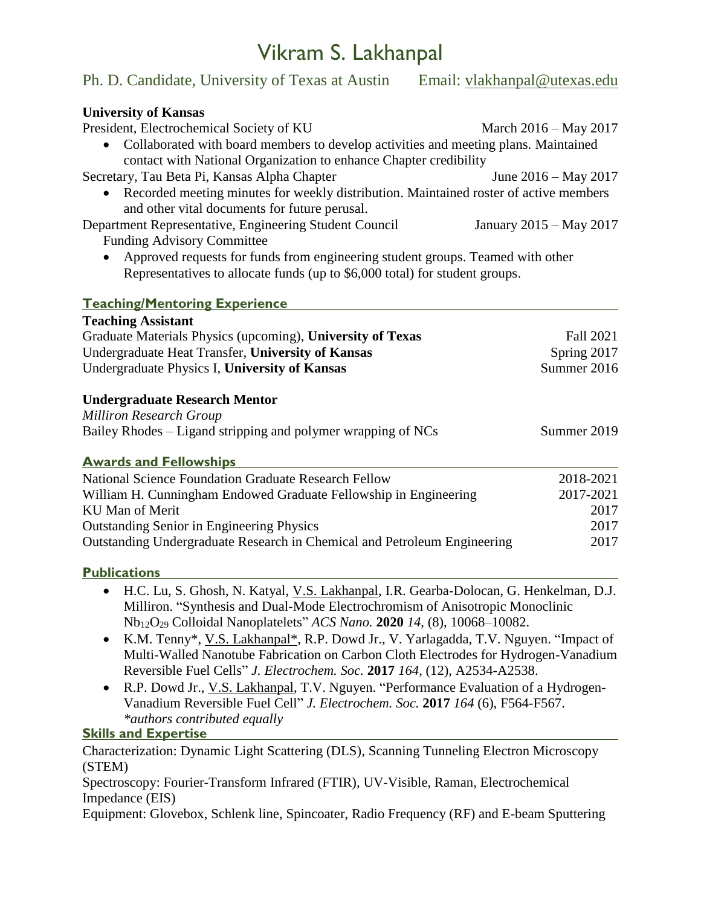# Vikram S. Lakhanpal

Ph. D. Candidate, University of Texas at Austin    Email: vlakhanpal@utexas.edu

**University of Kansas**

President, Electrochemical Society of KU — March 2016 – May 2017

- Collaborated with board members to develop activities and meeting plans. Maintained contact with National Organization to enhance Chapter credibility

Secretary, Tau Beta Pi, Kansas Alpha Chapter — June 2016 – May 2017

- Recorded meeting minutes for weekly distribution. Maintained roster of active members and other vital documents for future perusal.

Department Representative, Engineering Student Council Funding Advisory Committee — January 2015 – May 2017

- Approved requests for funds from engineering student groups. Teamed with other Representatives to allocate funds (up to $6,000 total) for student groups.

## Teaching/Mentoring Experience

**Teaching Assistant**

Graduate Materials Physics (upcoming), **University of Texas** — Fall 2021
Undergraduate Heat Transfer, **University of Kansas** — Spring 2017
Undergraduate Physics I, **University of Kansas** — Summer 2016

**Undergraduate Research Mentor**

*Milliron Research Group*
Bailey Rhodes – Ligand stripping and polymer wrapping of NCs — Summer 2019

## Awards and Fellowships

| | |
|---|---|
| National Science Foundation Graduate Research Fellow | 2018-2021 |
| William H. Cunningham Endowed Graduate Fellowship in Engineering | 2017-2021 |
| KU Man of Merit | 2017 |
| Outstanding Senior in Engineering Physics | 2017 |
| Outstanding Undergraduate Research in Chemical and Petroleum Engineering | 2017 |

## Publications

- H.C. Lu, S. Ghosh, N. Katyal, V.S. Lakhanpal, I.R. Gearba-Dolocan, G. Henkelman, D.J. Milliron. "Synthesis and Dual-Mode Electrochromism of Anisotropic Monoclinic $Nb_{12}O_{29}$ Colloidal Nanoplatelets" *ACS Nano.* **2020** *14*, (8), 10068–10082.
- K.M. Tenny*, V.S. Lakhanpal*, R.P. Dowd Jr., V. Yarlagadda, T.V. Nguyen. "Impact of Multi-Walled Nanotube Fabrication on Carbon Cloth Electrodes for Hydrogen-Vanadium Reversible Fuel Cells" *J. Electrochem. Soc.* **2017** *164*, (12), A2534-A2538.
- R.P. Dowd Jr., V.S. Lakhanpal, T.V. Nguyen. "Performance Evaluation of a Hydrogen-Vanadium Reversible Fuel Cell" *J. Electrochem. Soc.* **2017** *164* (6), F564-F567.
  *\*authors contributed equally*

## Skills and Expertise

Characterization: Dynamic Light Scattering (DLS), Scanning Tunneling Electron Microscopy (STEM)

Spectroscopy: Fourier-Transform Infrared (FTIR), UV-Visible, Raman, Electrochemical Impedance (EIS)

Equipment: Glovebox, Schlenk line, Spincoater, Radio Frequency (RF) and E-beam Sputtering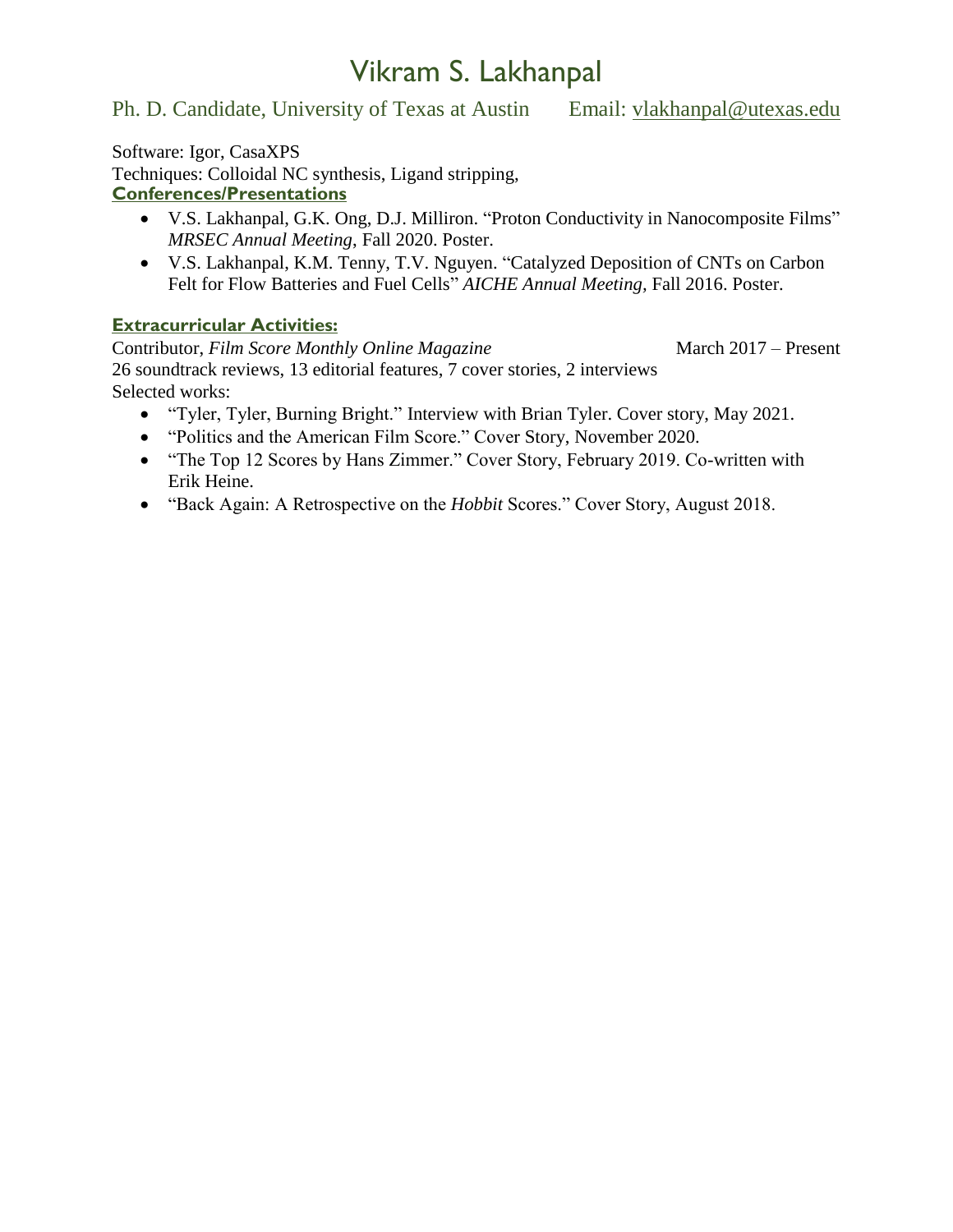Software: Igor, CasaXPS

Techniques: Colloidal NC synthesis, Ligand stripping,

## Conferences/Presentations

- V.S. Lakhanpal, G.K. Ong, D.J. Milliron. "Proton Conductivity in Nanocomposite Films" *MRSEC Annual Meeting*, Fall 2020. Poster.
- V.S. Lakhanpal, K.M. Tenny, T.V. Nguyen. "Catalyzed Deposition of CNTs on Carbon Felt for Flow Batteries and Fuel Cells" *AICHE Annual Meeting*, Fall 2016. Poster.

## Extracurricular Activities:

Contributor, *Film Score Monthly Online Magazine* — March 2017 – Present

26 soundtrack reviews, 13 editorial features, 7 cover stories, 2 interviews

Selected works:

- "Tyler, Tyler, Burning Bright." Interview with Brian Tyler. Cover story, May 2021.
- "Politics and the American Film Score." Cover Story, November 2020.
- "The Top 12 Scores by Hans Zimmer." Cover Story, February 2019. Co-written with Erik Heine.
- "Back Again: A Retrospective on the *Hobbit* Scores." Cover Story, August 2018.